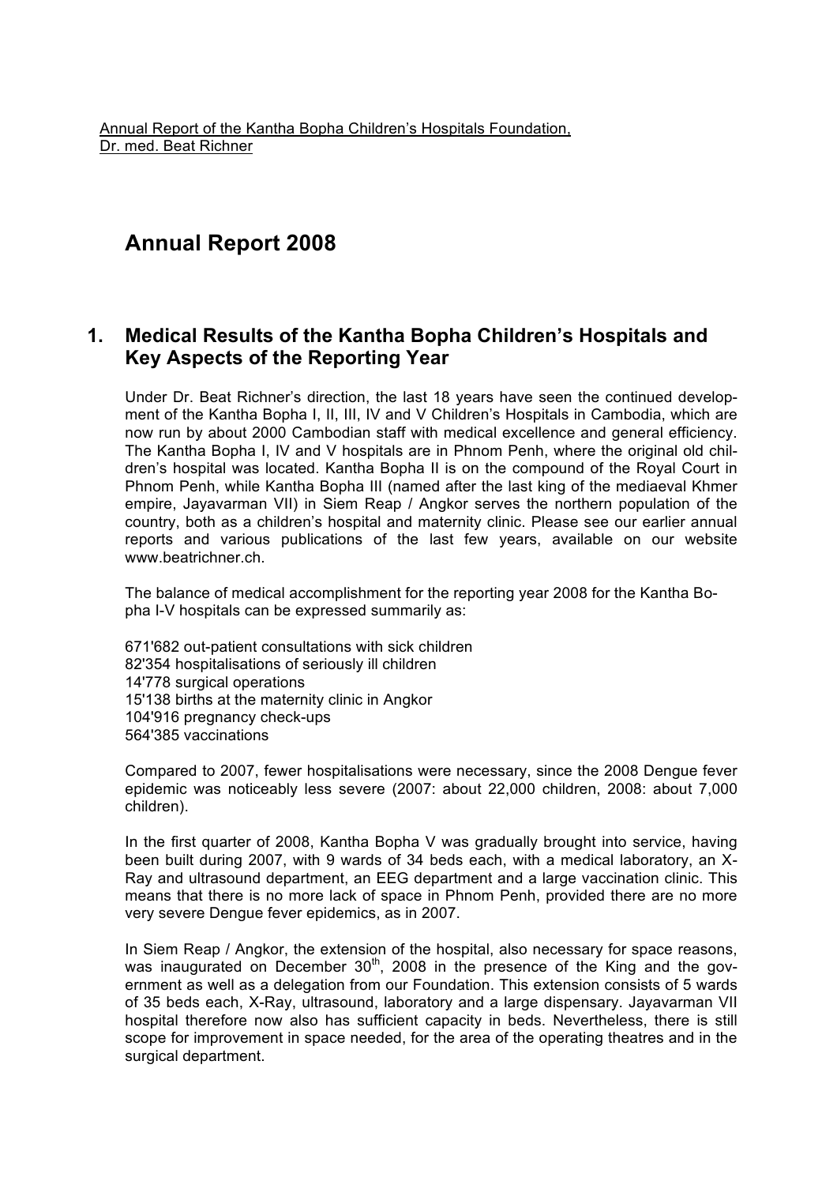Annual Report of the Kantha Bopha Children's Hospitals Foundation,
Dr. med. Beat Richner

# Annual Report 2008

## 1. Medical Results of the Kantha Bopha Children's Hospitals and Key Aspects of the Reporting Year

Under Dr. Beat Richner's direction, the last 18 years have seen the continued development of the Kantha Bopha I, II, III, IV and V Children's Hospitals in Cambodia, which are now run by about 2000 Cambodian staff with medical excellence and general efficiency. The Kantha Bopha I, IV and V hospitals are in Phnom Penh, where the original old children's hospital was located. Kantha Bopha II is on the compound of the Royal Court in Phnom Penh, while Kantha Bopha III (named after the last king of the mediaeval Khmer empire, Jayavarman VII) in Siem Reap / Angkor serves the northern population of the country, both as a children's hospital and maternity clinic. Please see our earlier annual reports and various publications of the last few years, available on our website www.beatrichner.ch.

The balance of medical accomplishment for the reporting year 2008 for the Kantha Bopha I-V hospitals can be expressed summarily as:

671'682 out-patient consultations with sick children
82'354 hospitalisations of seriously ill children
14'778 surgical operations
15'138 births at the maternity clinic in Angkor
104'916 pregnancy check-ups
564'385 vaccinations

Compared to 2007, fewer hospitalisations were necessary, since the 2008 Dengue fever epidemic was noticeably less severe (2007: about 22,000 children, 2008: about 7,000 children).

In the first quarter of 2008, Kantha Bopha V was gradually brought into service, having been built during 2007, with 9 wards of 34 beds each, with a medical laboratory, an X-Ray and ultrasound department, an EEG department and a large vaccination clinic. This means that there is no more lack of space in Phnom Penh, provided there are no more very severe Dengue fever epidemics, as in 2007.

In Siem Reap / Angkor, the extension of the hospital, also necessary for space reasons, was inaugurated on December 30th, 2008 in the presence of the King and the government as well as a delegation from our Foundation. This extension consists of 5 wards of 35 beds each, X-Ray, ultrasound, laboratory and a large dispensary. Jayavarman VII hospital therefore now also has sufficient capacity in beds. Nevertheless, there is still scope for improvement in space needed, for the area of the operating theatres and in the surgical department.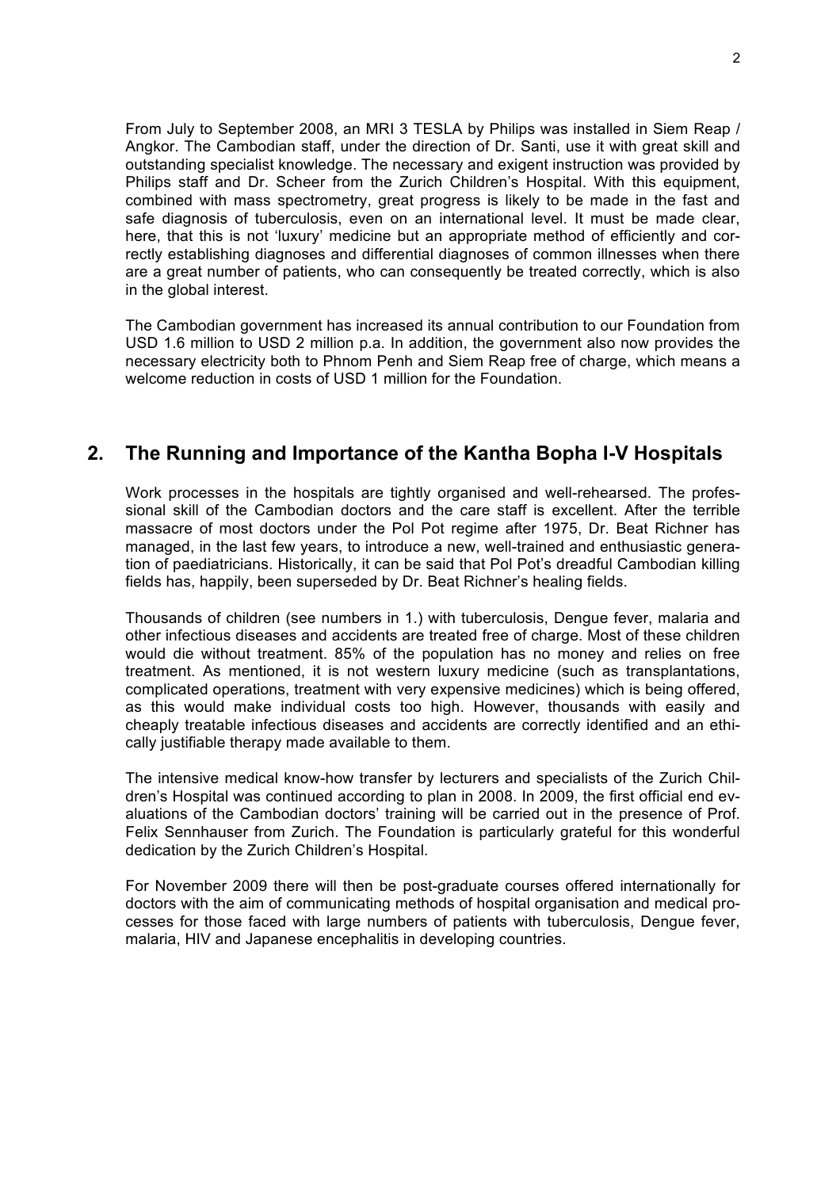From July to September 2008, an MRI 3 TESLA by Philips was installed in Siem Reap / Angkor. The Cambodian staff, under the direction of Dr. Santi, use it with great skill and outstanding specialist knowledge. The necessary and exigent instruction was provided by Philips staff and Dr. Scheer from the Zurich Children's Hospital. With this equipment, combined with mass spectrometry, great progress is likely to be made in the fast and safe diagnosis of tuberculosis, even on an international level. It must be made clear, here, that this is not 'luxury' medicine but an appropriate method of efficiently and correctly establishing diagnoses and differential diagnoses of common illnesses when there are a great number of patients, who can consequently be treated correctly, which is also in the global interest.

The Cambodian government has increased its annual contribution to our Foundation from USD 1.6 million to USD 2 million p.a. In addition, the government also now provides the necessary electricity both to Phnom Penh and Siem Reap free of charge, which means a welcome reduction in costs of USD 1 million for the Foundation.

## 2. The Running and Importance of the Kantha Bopha I-V Hospitals

Work processes in the hospitals are tightly organised and well-rehearsed. The professional skill of the Cambodian doctors and the care staff is excellent. After the terrible massacre of most doctors under the Pol Pot regime after 1975, Dr. Beat Richner has managed, in the last few years, to introduce a new, well-trained and enthusiastic generation of paediatricians. Historically, it can be said that Pol Pot's dreadful Cambodian killing fields has, happily, been superseded by Dr. Beat Richner's healing fields.

Thousands of children (see numbers in 1.) with tuberculosis, Dengue fever, malaria and other infectious diseases and accidents are treated free of charge. Most of these children would die without treatment. 85% of the population has no money and relies on free treatment. As mentioned, it is not western luxury medicine (such as transplantations, complicated operations, treatment with very expensive medicines) which is being offered, as this would make individual costs too high. However, thousands with easily and cheaply treatable infectious diseases and accidents are correctly identified and an ethically justifiable therapy made available to them.

The intensive medical know-how transfer by lecturers and specialists of the Zurich Children's Hospital was continued according to plan in 2008. In 2009, the first official end evaluations of the Cambodian doctors' training will be carried out in the presence of Prof. Felix Sennhauser from Zurich. The Foundation is particularly grateful for this wonderful dedication by the Zurich Children's Hospital.

For November 2009 there will then be post-graduate courses offered internationally for doctors with the aim of communicating methods of hospital organisation and medical processes for those faced with large numbers of patients with tuberculosis, Dengue fever, malaria, HIV and Japanese encephalitis in developing countries.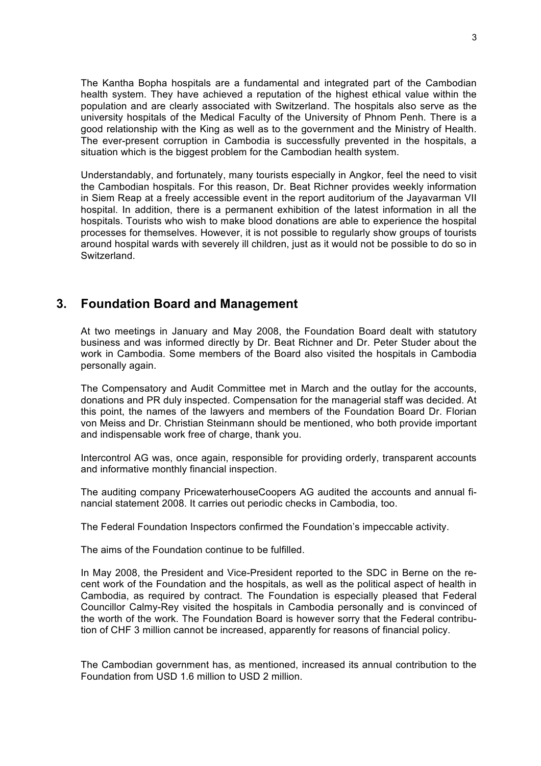The Kantha Bopha hospitals are a fundamental and integrated part of the Cambodian health system. They have achieved a reputation of the highest ethical value within the population and are clearly associated with Switzerland. The hospitals also serve as the university hospitals of the Medical Faculty of the University of Phnom Penh. There is a good relationship with the King as well as to the government and the Ministry of Health. The ever-present corruption in Cambodia is successfully prevented in the hospitals, a situation which is the biggest problem for the Cambodian health system.

Understandably, and fortunately, many tourists especially in Angkor, feel the need to visit the Cambodian hospitals. For this reason, Dr. Beat Richner provides weekly information in Siem Reap at a freely accessible event in the report auditorium of the Jayavarman VII hospital. In addition, there is a permanent exhibition of the latest information in all the hospitals. Tourists who wish to make blood donations are able to experience the hospital processes for themselves. However, it is not possible to regularly show groups of tourists around hospital wards with severely ill children, just as it would not be possible to do so in Switzerland.

## 3. Foundation Board and Management

At two meetings in January and May 2008, the Foundation Board dealt with statutory business and was informed directly by Dr. Beat Richner and Dr. Peter Studer about the work in Cambodia. Some members of the Board also visited the hospitals in Cambodia personally again.

The Compensatory and Audit Committee met in March and the outlay for the accounts, donations and PR duly inspected. Compensation for the managerial staff was decided. At this point, the names of the lawyers and members of the Foundation Board Dr. Florian von Meiss and Dr. Christian Steinmann should be mentioned, who both provide important and indispensable work free of charge, thank you.

Intercontrol AG was, once again, responsible for providing orderly, transparent accounts and informative monthly financial inspection.

The auditing company PricewaterhouseCoopers AG audited the accounts and annual financial statement 2008. It carries out periodic checks in Cambodia, too.

The Federal Foundation Inspectors confirmed the Foundation's impeccable activity.

The aims of the Foundation continue to be fulfilled.

In May 2008, the President and Vice-President reported to the SDC in Berne on the recent work of the Foundation and the hospitals, as well as the political aspect of health in Cambodia, as required by contract. The Foundation is especially pleased that Federal Councillor Calmy-Rey visited the hospitals in Cambodia personally and is convinced of the worth of the work. The Foundation Board is however sorry that the Federal contribution of CHF 3 million cannot be increased, apparently for reasons of financial policy.

The Cambodian government has, as mentioned, increased its annual contribution to the Foundation from USD 1.6 million to USD 2 million.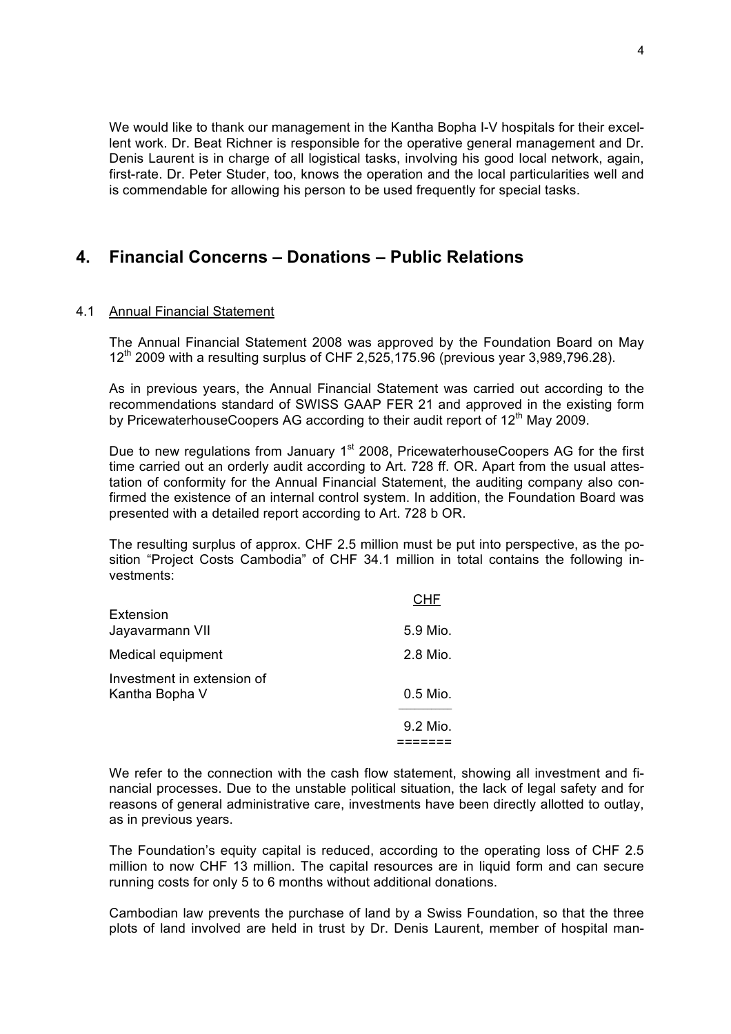We would like to thank our management in the Kantha Bopha I-V hospitals for their excellent work. Dr. Beat Richner is responsible for the operative general management and Dr. Denis Laurent is in charge of all logistical tasks, involving his good local network, again, first-rate. Dr. Peter Studer, too, knows the operation and the local particularities well and is commendable for allowing his person to be used frequently for special tasks.

## 4. Financial Concerns – Donations – Public Relations

### 4.1 Annual Financial Statement

The Annual Financial Statement 2008 was approved by the Foundation Board on May 12th 2009 with a resulting surplus of CHF 2,525,175.96 (previous year 3,989,796.28).

As in previous years, the Annual Financial Statement was carried out according to the recommendations standard of SWISS GAAP FER 21 and approved in the existing form by PricewaterhouseCoopers AG according to their audit report of 12th May 2009.

Due to new regulations from January 1st 2008, PricewaterhouseCoopers AG for the first time carried out an orderly audit according to Art. 728 ff. OR. Apart from the usual attestation of conformity for the Annual Financial Statement, the auditing company also confirmed the existence of an internal control system. In addition, the Foundation Board was presented with a detailed report according to Art. 728 b OR.

The resulting surplus of approx. CHF 2.5 million must be put into perspective, as the position "Project Costs Cambodia" of CHF 34.1 million in total contains the following investments:

| | CHF |
|---|---|
| Extension Jayavarmann VII | 5.9 Mio. |
| Medical equipment | 2.8 Mio. |
| Investment in extension of Kantha Bopha V | 0.5 Mio. |
| | 9.2 Mio. |

We refer to the connection with the cash flow statement, showing all investment and financial processes. Due to the unstable political situation, the lack of legal safety and for reasons of general administrative care, investments have been directly allotted to outlay, as in previous years.

The Foundation's equity capital is reduced, according to the operating loss of CHF 2.5 million to now CHF 13 million. The capital resources are in liquid form and can secure running costs for only 5 to 6 months without additional donations.

Cambodian law prevents the purchase of land by a Swiss Foundation, so that the three plots of land involved are held in trust by Dr. Denis Laurent, member of hospital man-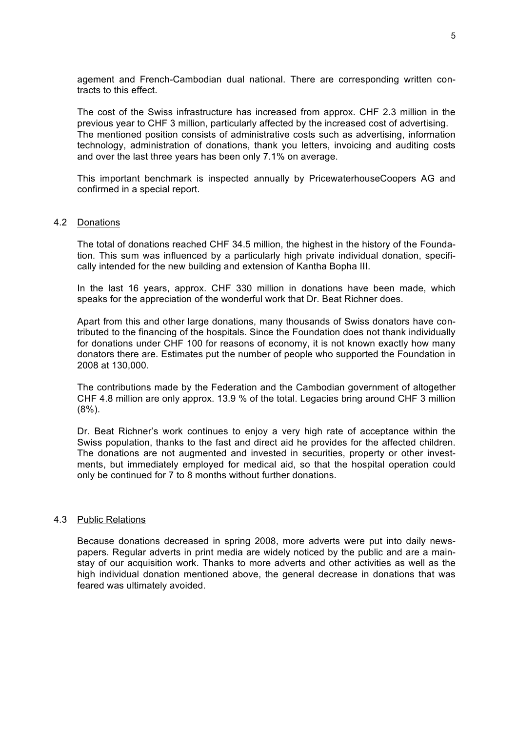agement and French-Cambodian dual national. There are corresponding written contracts to this effect.

The cost of the Swiss infrastructure has increased from approx. CHF 2.3 million in the previous year to CHF 3 million, particularly affected by the increased cost of advertising. The mentioned position consists of administrative costs such as advertising, information technology, administration of donations, thank you letters, invoicing and auditing costs and over the last three years has been only 7.1% on average.

This important benchmark is inspected annually by PricewaterhouseCoopers AG and confirmed in a special report.

### 4.2 Donations

The total of donations reached CHF 34.5 million, the highest in the history of the Foundation. This sum was influenced by a particularly high private individual donation, specifically intended for the new building and extension of Kantha Bopha III.

In the last 16 years, approx. CHF 330 million in donations have been made, which speaks for the appreciation of the wonderful work that Dr. Beat Richner does.

Apart from this and other large donations, many thousands of Swiss donators have contributed to the financing of the hospitals. Since the Foundation does not thank individually for donations under CHF 100 for reasons of economy, it is not known exactly how many donators there are. Estimates put the number of people who supported the Foundation in 2008 at 130,000.

The contributions made by the Federation and the Cambodian government of altogether CHF 4.8 million are only approx. 13.9 % of the total. Legacies bring around CHF 3 million (8%).

Dr. Beat Richner's work continues to enjoy a very high rate of acceptance within the Swiss population, thanks to the fast and direct aid he provides for the affected children. The donations are not augmented and invested in securities, property or other investments, but immediately employed for medical aid, so that the hospital operation could only be continued for 7 to 8 months without further donations.

### 4.3 Public Relations

Because donations decreased in spring 2008, more adverts were put into daily newspapers. Regular adverts in print media are widely noticed by the public and are a mainstay of our acquisition work. Thanks to more adverts and other activities as well as the high individual donation mentioned above, the general decrease in donations that was feared was ultimately avoided.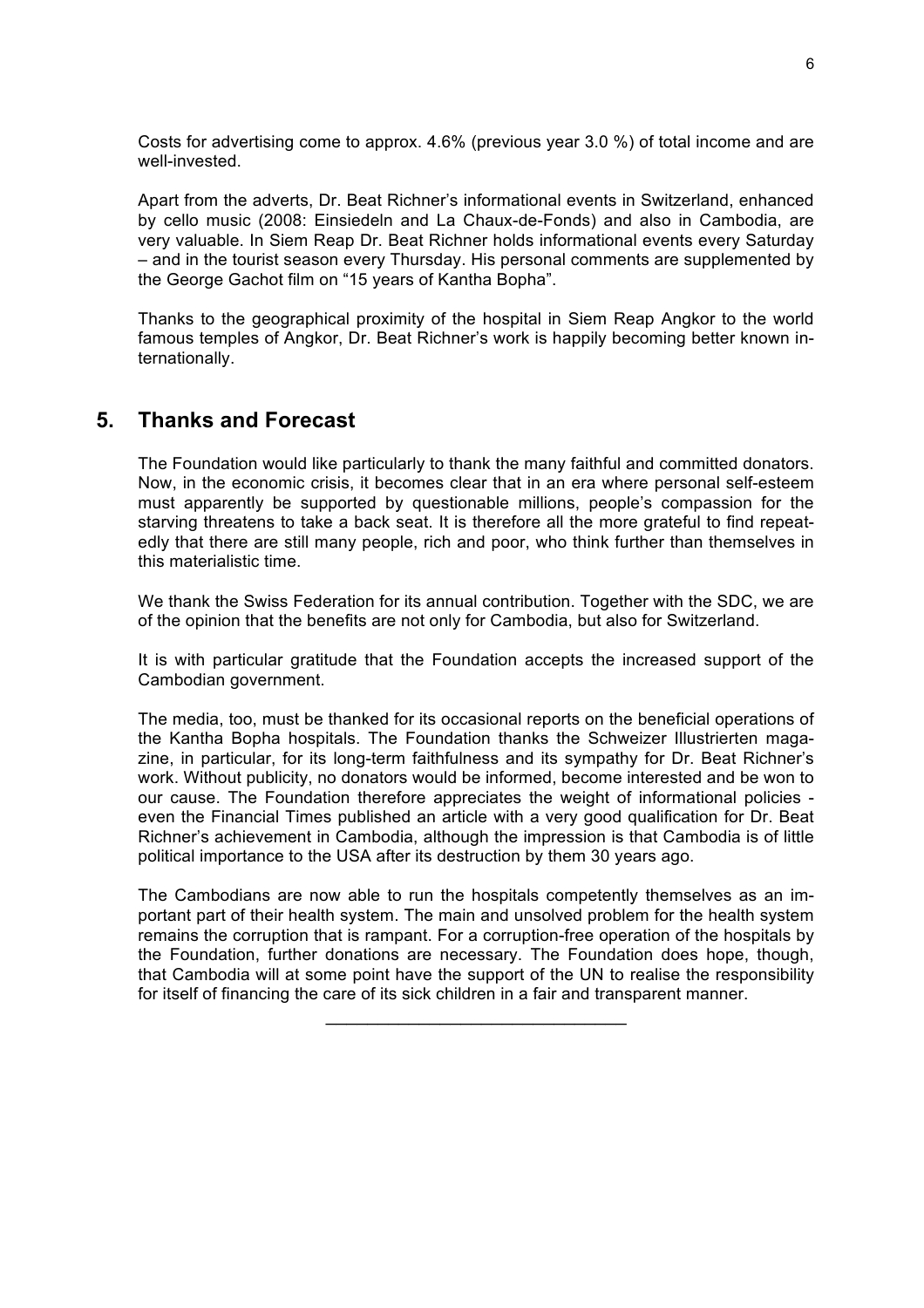Costs for advertising come to approx. 4.6% (previous year 3.0 %) of total income and are well-invested.

Apart from the adverts, Dr. Beat Richner's informational events in Switzerland, enhanced by cello music (2008: Einsiedeln and La Chaux-de-Fonds) and also in Cambodia, are very valuable. In Siem Reap Dr. Beat Richner holds informational events every Saturday – and in the tourist season every Thursday. His personal comments are supplemented by the George Gachot film on "15 years of Kantha Bopha".

Thanks to the geographical proximity of the hospital in Siem Reap Angkor to the world famous temples of Angkor, Dr. Beat Richner's work is happily becoming better known internationally.

## 5. Thanks and Forecast

The Foundation would like particularly to thank the many faithful and committed donators. Now, in the economic crisis, it becomes clear that in an era where personal self-esteem must apparently be supported by questionable millions, people's compassion for the starving threatens to take a back seat. It is therefore all the more grateful to find repeatedly that there are still many people, rich and poor, who think further than themselves in this materialistic time.

We thank the Swiss Federation for its annual contribution. Together with the SDC, we are of the opinion that the benefits are not only for Cambodia, but also for Switzerland.

It is with particular gratitude that the Foundation accepts the increased support of the Cambodian government.

The media, too, must be thanked for its occasional reports on the beneficial operations of the Kantha Bopha hospitals. The Foundation thanks the Schweizer Illustrierten magazine, in particular, for its long-term faithfulness and its sympathy for Dr. Beat Richner's work. Without publicity, no donators would be informed, become interested and be won to our cause. The Foundation therefore appreciates the weight of informational policies - even the Financial Times published an article with a very good qualification for Dr. Beat Richner's achievement in Cambodia, although the impression is that Cambodia is of little political importance to the USA after its destruction by them 30 years ago.

The Cambodians are now able to run the hospitals competently themselves as an important part of their health system. The main and unsolved problem for the health system remains the corruption that is rampant. For a corruption-free operation of the hospitals by the Foundation, further donations are necessary. The Foundation does hope, though, that Cambodia will at some point have the support of the UN to realise the responsibility for itself of financing the care of its sick children in a fair and transparent manner.